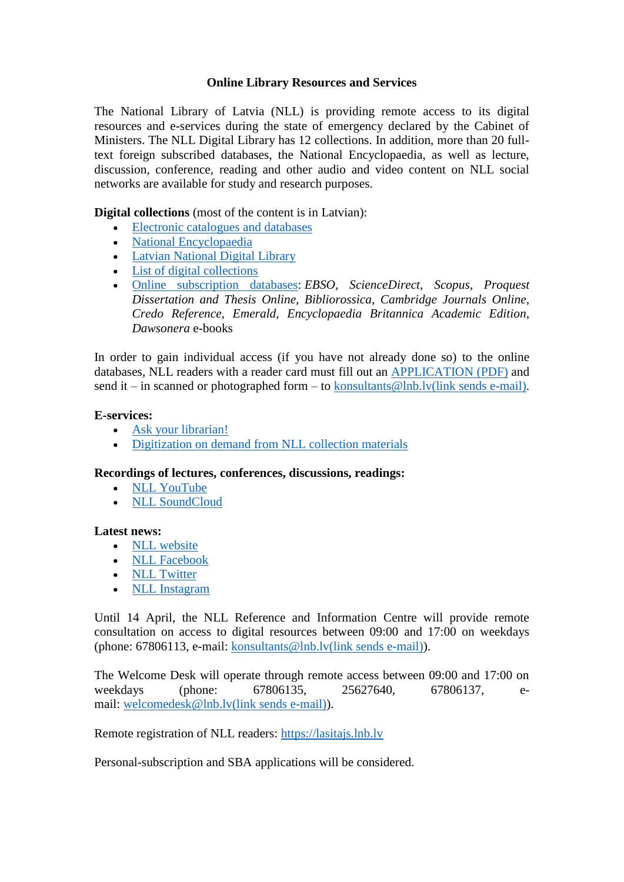# Online Library Resources and Services

The National Library of Latvia (NLL) is providing remote access to its digital resources and e-services during the state of emergency declared by the Cabinet of Ministers. The NLL Digital Library has 12 collections. In addition, more than 20 full-text foreign subscribed databases, the National Encyclopaedia, as well as lecture, discussion, conference, reading and other audio and video content on NLL social networks are available for study and research purposes.

**Digital collections** (most of the content is in Latvian):

- Electronic catalogues and databases
- National Encyclopaedia
- Latvian National Digital Library
- List of digital collections
- Online subscription databases: *EBSO*, *ScienceDirect*, *Scopus*, *Proquest Dissertation and Thesis Online*, *Bibliorossica*, *Cambridge Journals Online*, *Credo Reference*, *Emerald*, *Encyclopaedia Britannica Academic Edition*, *Dawsonera* e-books

In order to gain individual access (if you have not already done so) to the online databases, NLL readers with a reader card must fill out an APPLICATION (PDF) and send it – in scanned or photographed form – to konsultants@lnb.lv(link sends e-mail).

**E-services:**

- Ask your librarian!
- Digitization on demand from NLL collection materials

**Recordings of lectures, conferences, discussions, readings:**

- NLL YouTube
- NLL SoundCloud

**Latest news:**

- NLL website
- NLL Facebook
- NLL Twitter
- NLL Instagram

Until 14 April, the NLL Reference and Information Centre will provide remote consultation on access to digital resources between 09:00 and 17:00 on weekdays (phone: 67806113, e-mail: konsultants@lnb.lv(link sends e-mail)).

The Welcome Desk will operate through remote access between 09:00 and 17:00 on weekdays (phone: 67806135, 25627640, 67806137, e-mail: welcomedesk@lnb.lv(link sends e-mail)).

Remote registration of NLL readers: https://lasitajs.lnb.lv

Personal-subscription and SBA applications will be considered.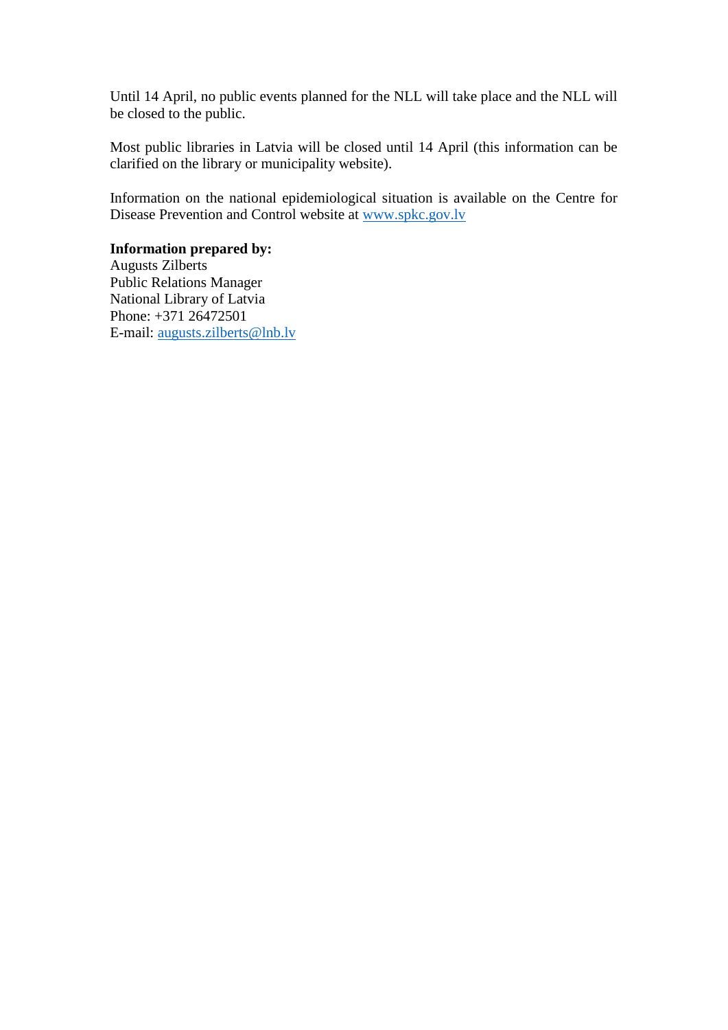Until 14 April, no public events planned for the NLL will take place and the NLL will be closed to the public.

Most public libraries in Latvia will be closed until 14 April (this information can be clarified on the library or municipality website).

Information on the national epidemiological situation is available on the Centre for Disease Prevention and Control website at [www.spkc.gov.lv](http://www.spkc.gov.lv)

**Information prepared by:**
Augusts Zilberts
Public Relations Manager
National Library of Latvia
Phone: +371 26472501
E-mail: [augusts.zilberts@lnb.lv](mailto:augusts.zilberts@lnb.lv)